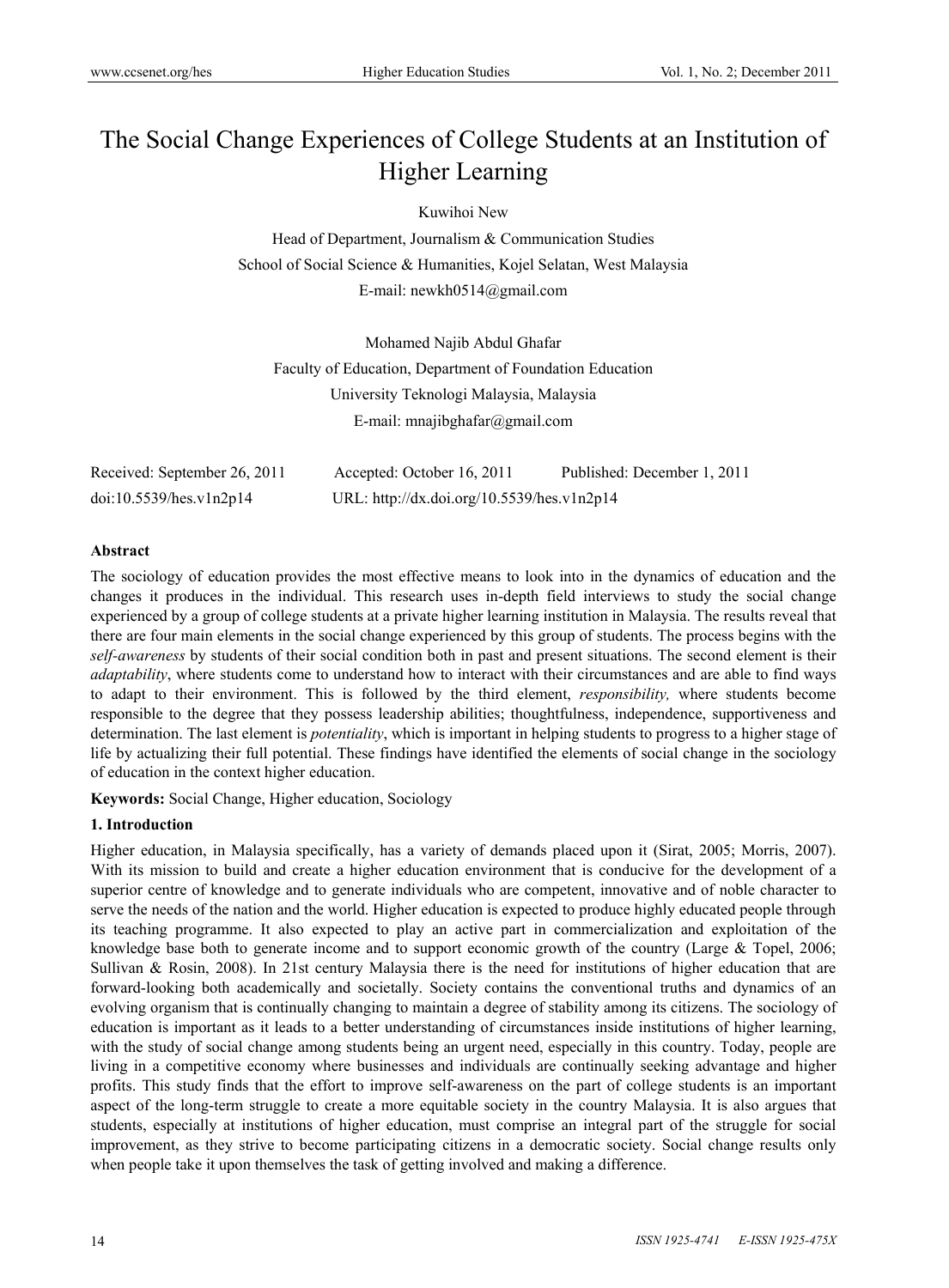# The Social Change Experiences of College Students at an Institution of Higher Learning

Kuwihoi New

Head of Department, Journalism & Communication Studies

School of Social Science & Humanities, Kojel Selatan, West Malaysia

E-mail: newkh0514@gmail.com

Mohamed Najib Abdul Ghafar

Faculty of Education, Department of Foundation Education

University Teknologi Malaysia, Malaysia

E-mail: mnajibghafar@gmail.com

Received: September 26, 2011 Accepted: October 16, 2011 Published: December 1, 2011

doi:10.5539/hes.v1n2p14 URL: http://dx.doi.org/10.5539/hes.v1n2p14

## Abstract

The sociology of education provides the most effective means to look into in the dynamics of education and the changes it produces in the individual. This research uses in-depth field interviews to study the social change experienced by a group of college students at a private higher learning institution in Malaysia. The results reveal that there are four main elements in the social change experienced by this group of students. The process begins with the *self-awareness* by students of their social condition both in past and present situations. The second element is their *adaptability*, where students come to understand how to interact with their circumstances and are able to find ways to adapt to their environment. This is followed by the third element, *responsibility,* where students become responsible to the degree that they possess leadership abilities; thoughtfulness, independence, supportiveness and determination. The last element is *potentiality*, which is important in helping students to progress to a higher stage of life by actualizing their full potential. These findings have identified the elements of social change in the sociology of education in the context higher education.

**Keywords:** Social Change, Higher education, Sociology

## 1. Introduction

Higher education, in Malaysia specifically, has a variety of demands placed upon it (Sirat, 2005; Morris, 2007). With its mission to build and create a higher education environment that is conducive for the development of a superior centre of knowledge and to generate individuals who are competent, innovative and of noble character to serve the needs of the nation and the world. Higher education is expected to produce highly educated people through its teaching programme. It also expected to play an active part in commercialization and exploitation of the knowledge base both to generate income and to support economic growth of the country (Large & Topel, 2006; Sullivan & Rosin, 2008). In 21st century Malaysia there is the need for institutions of higher education that are forward-looking both academically and societally. Society contains the conventional truths and dynamics of an evolving organism that is continually changing to maintain a degree of stability among its citizens. The sociology of education is important as it leads to a better understanding of circumstances inside institutions of higher learning, with the study of social change among students being an urgent need, especially in this country. Today, people are living in a competitive economy where businesses and individuals are continually seeking advantage and higher profits. This study finds that the effort to improve self-awareness on the part of college students is an important aspect of the long-term struggle to create a more equitable society in the country Malaysia. It is also argues that students, especially at institutions of higher education, must comprise an integral part of the struggle for social improvement, as they strive to become participating citizens in a democratic society. Social change results only when people take it upon themselves the task of getting involved and making a difference.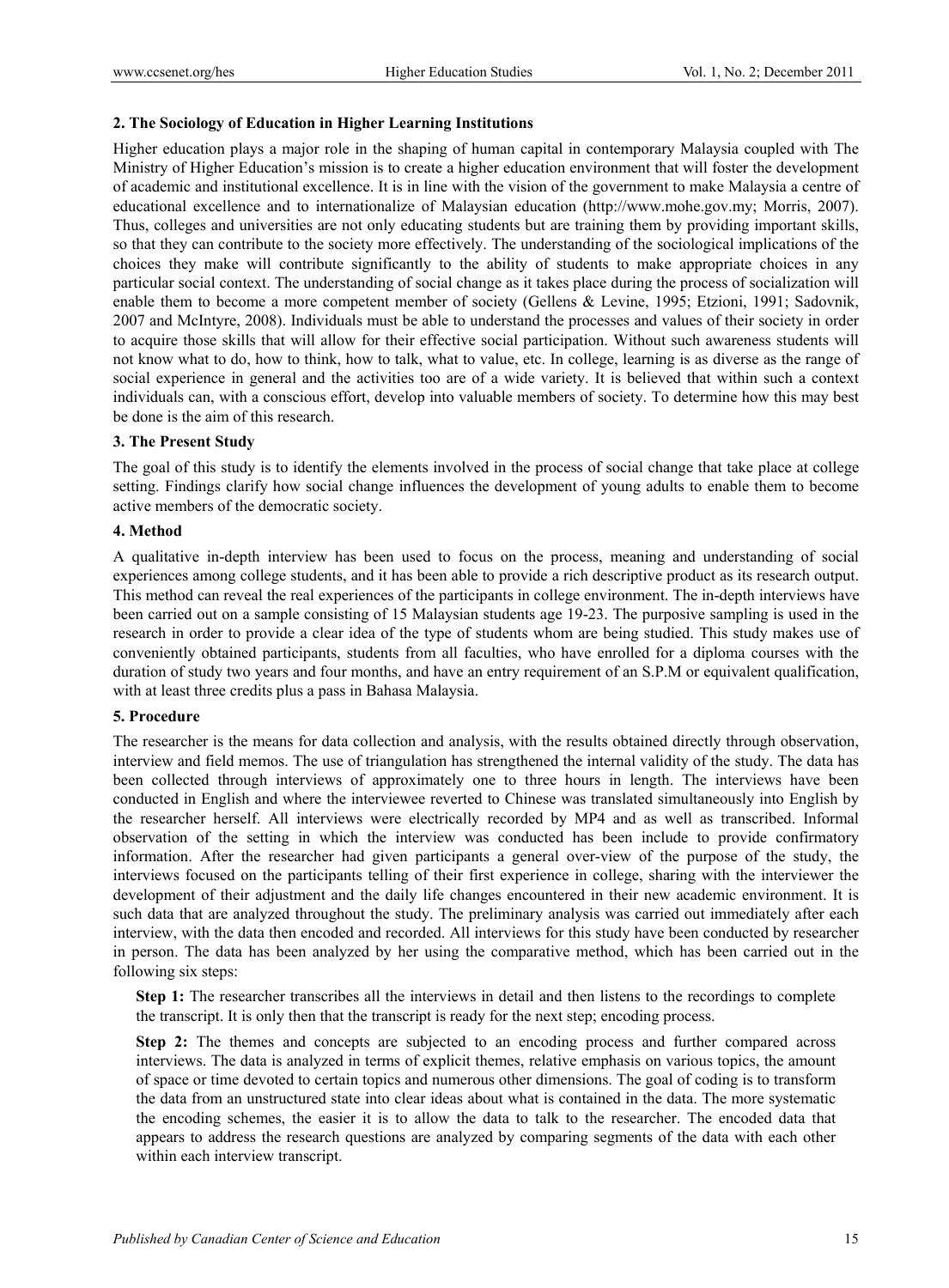## 2. The Sociology of Education in Higher Learning Institutions

Higher education plays a major role in the shaping of human capital in contemporary Malaysia coupled with The Ministry of Higher Education's mission is to create a higher education environment that will foster the development of academic and institutional excellence. It is in line with the vision of the government to make Malaysia a centre of educational excellence and to internationalize of Malaysian education (http://www.mohe.gov.my; Morris, 2007). Thus, colleges and universities are not only educating students but are training them by providing important skills, so that they can contribute to the society more effectively. The understanding of the sociological implications of the choices they make will contribute significantly to the ability of students to make appropriate choices in any particular social context. The understanding of social change as it takes place during the process of socialization will enable them to become a more competent member of society (Gellens & Levine, 1995; Etzioni, 1991; Sadovnik, 2007 and McIntyre, 2008). Individuals must be able to understand the processes and values of their society in order to acquire those skills that will allow for their effective social participation. Without such awareness students will not know what to do, how to think, how to talk, what to value, etc. In college, learning is as diverse as the range of social experience in general and the activities too are of a wide variety. It is believed that within such a context individuals can, with a conscious effort, develop into valuable members of society. To determine how this may best be done is the aim of this research.

## 3. The Present Study

The goal of this study is to identify the elements involved in the process of social change that take place at college setting. Findings clarify how social change influences the development of young adults to enable them to become active members of the democratic society.

## 4. Method

A qualitative in-depth interview has been used to focus on the process, meaning and understanding of social experiences among college students, and it has been able to provide a rich descriptive product as its research output. This method can reveal the real experiences of the participants in college environment. The in-depth interviews have been carried out on a sample consisting of 15 Malaysian students age 19-23. The purposive sampling is used in the research in order to provide a clear idea of the type of students whom are being studied. This study makes use of conveniently obtained participants, students from all faculties, who have enrolled for a diploma courses with the duration of study two years and four months, and have an entry requirement of an S.P.M or equivalent qualification, with at least three credits plus a pass in Bahasa Malaysia.

## 5. Procedure

The researcher is the means for data collection and analysis, with the results obtained directly through observation, interview and field memos. The use of triangulation has strengthened the internal validity of the study. The data has been collected through interviews of approximately one to three hours in length. The interviews have been conducted in English and where the interviewee reverted to Chinese was translated simultaneously into English by the researcher herself. All interviews were electrically recorded by MP4 and as well as transcribed. Informal observation of the setting in which the interview was conducted has been include to provide confirmatory information. After the researcher had given participants a general over-view of the purpose of the study, the interviews focused on the participants telling of their first experience in college, sharing with the interviewer the development of their adjustment and the daily life changes encountered in their new academic environment. It is such data that are analyzed throughout the study. The preliminary analysis was carried out immediately after each interview, with the data then encoded and recorded. All interviews for this study have been conducted by researcher in person. The data has been analyzed by her using the comparative method, which has been carried out in the following six steps:

**Step 1:** The researcher transcribes all the interviews in detail and then listens to the recordings to complete the transcript. It is only then that the transcript is ready for the next step; encoding process.

**Step 2:** The themes and concepts are subjected to an encoding process and further compared across interviews. The data is analyzed in terms of explicit themes, relative emphasis on various topics, the amount of space or time devoted to certain topics and numerous other dimensions. The goal of coding is to transform the data from an unstructured state into clear ideas about what is contained in the data. The more systematic the encoding schemes, the easier it is to allow the data to talk to the researcher. The encoded data that appears to address the research questions are analyzed by comparing segments of the data with each other within each interview transcript.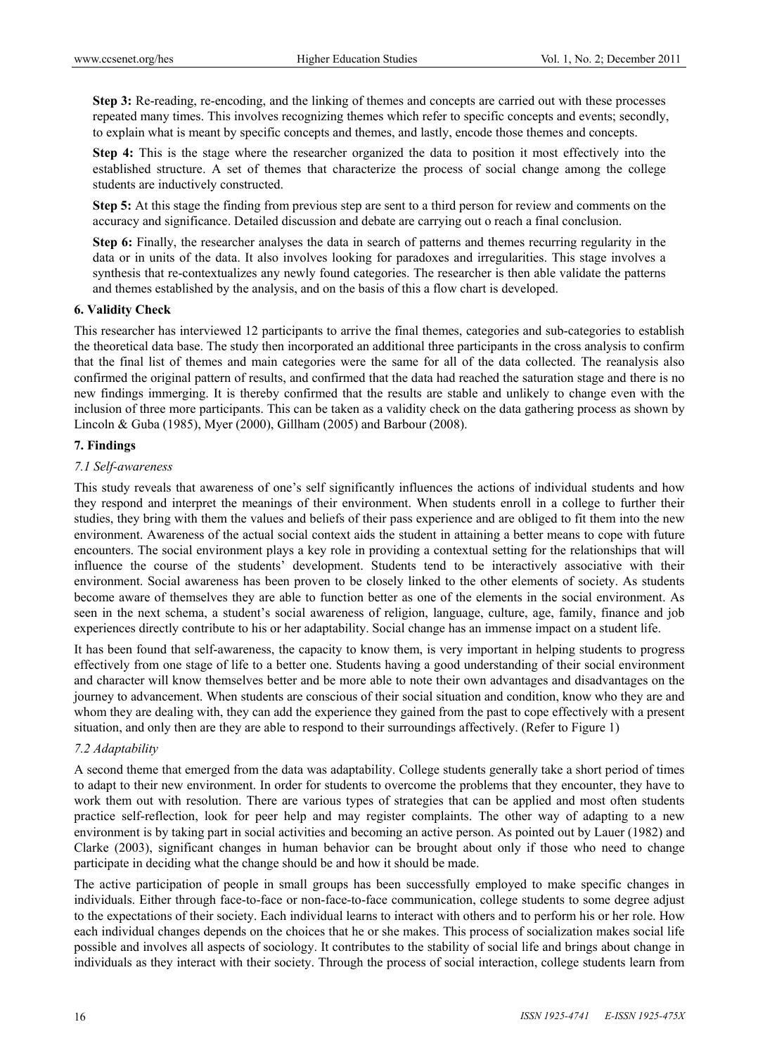**Step 3:** Re-reading, re-encoding, and the linking of themes and concepts are carried out with these processes repeated many times. This involves recognizing themes which refer to specific concepts and events; secondly, to explain what is meant by specific concepts and themes, and lastly, encode those themes and concepts.

**Step 4:** This is the stage where the researcher organized the data to position it most effectively into the established structure. A set of themes that characterize the process of social change among the college students are inductively constructed.

**Step 5:** At this stage the finding from previous step are sent to a third person for review and comments on the accuracy and significance. Detailed discussion and debate are carrying out o reach a final conclusion.

**Step 6:** Finally, the researcher analyses the data in search of patterns and themes recurring regularity in the data or in units of the data. It also involves looking for paradoxes and irregularities. This stage involves a synthesis that re-contextualizes any newly found categories. The researcher is then able validate the patterns and themes established by the analysis, and on the basis of this a flow chart is developed.

## 6. Validity Check

This researcher has interviewed 12 participants to arrive the final themes, categories and sub-categories to establish the theoretical data base. The study then incorporated an additional three participants in the cross analysis to confirm that the final list of themes and main categories were the same for all of the data collected. The reanalysis also confirmed the original pattern of results, and confirmed that the data had reached the saturation stage and there is no new findings immerging. It is thereby confirmed that the results are stable and unlikely to change even with the inclusion of three more participants. This can be taken as a validity check on the data gathering process as shown by Lincoln & Guba (1985), Myer (2000), Gillham (2005) and Barbour (2008).

## 7. Findings

### *7.1 Self-awareness*

This study reveals that awareness of one's self significantly influences the actions of individual students and how they respond and interpret the meanings of their environment. When students enroll in a college to further their studies, they bring with them the values and beliefs of their pass experience and are obliged to fit them into the new environment. Awareness of the actual social context aids the student in attaining a better means to cope with future encounters. The social environment plays a key role in providing a contextual setting for the relationships that will influence the course of the students' development. Students tend to be interactively associative with their environment. Social awareness has been proven to be closely linked to the other elements of society. As students become aware of themselves they are able to function better as one of the elements in the social environment. As seen in the next schema, a student's social awareness of religion, language, culture, age, family, finance and job experiences directly contribute to his or her adaptability. Social change has an immense impact on a student life.

It has been found that self-awareness, the capacity to know them, is very important in helping students to progress effectively from one stage of life to a better one. Students having a good understanding of their social environment and character will know themselves better and be more able to note their own advantages and disadvantages on the journey to advancement. When students are conscious of their social situation and condition, know who they are and whom they are dealing with, they can add the experience they gained from the past to cope effectively with a present situation, and only then are they able to respond to their surroundings affectively. (Refer to Figure 1)

### *7.2 Adaptability*

A second theme that emerged from the data was adaptability. College students generally take a short period of times to adapt to their new environment. In order for students to overcome the problems that they encounter, they have to work them out with resolution. There are various types of strategies that can be applied and most often students practice self-reflection, look for peer help and may register complaints. The other way of adapting to a new environment is by taking part in social activities and becoming an active person. As pointed out by Lauer (1982) and Clarke (2003), significant changes in human behavior can be brought about only if those who need to change participate in deciding what the change should be and how it should be made.

The active participation of people in small groups has been successfully employed to make specific changes in individuals. Either through face-to-face or non-face-to-face communication, college students to some degree adjust to the expectations of their society. Each individual learns to interact with others and to perform his or her role. How each individual changes depends on the choices that he or she makes. This process of socialization makes social life possible and involves all aspects of sociology. It contributes to the stability of social life and brings about change in individuals as they interact with their society. Through the process of social interaction, college students learn from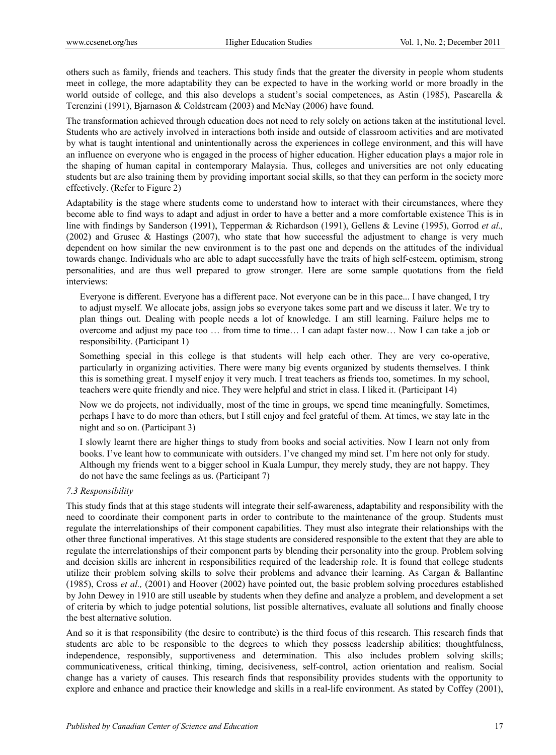others such as family, friends and teachers. This study finds that the greater the diversity in people whom students meet in college, the more adaptability they can be expected to have in the working world or more broadly in the world outside of college, and this also develops a student's social competences, as Astin (1985), Pascarella & Terenzini (1991), Bjarnason & Coldstream (2003) and McNay (2006) have found.

The transformation achieved through education does not need to rely solely on actions taken at the institutional level. Students who are actively involved in interactions both inside and outside of classroom activities and are motivated by what is taught intentional and unintentionally across the experiences in college environment, and this will have an influence on everyone who is engaged in the process of higher education. Higher education plays a major role in the shaping of human capital in contemporary Malaysia. Thus, colleges and universities are not only educating students but are also training them by providing important social skills, so that they can perform in the society more effectively. (Refer to Figure 2)

Adaptability is the stage where students come to understand how to interact with their circumstances, where they become able to find ways to adapt and adjust in order to have a better and a more comfortable existence This is in line with findings by Sanderson (1991), Tepperman & Richardson (1991), Gellens & Levine (1995), Gorrod *et al.,* (2002) and Grusec & Hastings (2007), who state that how successful the adjustment to change is very much dependent on how similar the new environment is to the past one and depends on the attitudes of the individual towards change. Individuals who are able to adapt successfully have the traits of high self-esteem, optimism, strong personalities, and are thus well prepared to grow stronger. Here are some sample quotations from the field interviews:

> Everyone is different. Everyone has a different pace. Not everyone can be in this pace... I have changed, I try to adjust myself. We allocate jobs, assign jobs so everyone takes some part and we discuss it later. We try to plan things out. Dealing with people needs a lot of knowledge. I am still learning. Failure helps me to overcome and adjust my pace too … from time to time… I can adapt faster now… Now I can take a job or responsibility. (Participant 1)

> Something special in this college is that students will help each other. They are very co-operative, particularly in organizing activities. There were many big events organized by students themselves. I think this is something great. I myself enjoy it very much. I treat teachers as friends too, sometimes. In my school, teachers were quite friendly and nice. They were helpful and strict in class. I liked it. (Participant 14)

> Now we do projects, not individually, most of the time in groups, we spend time meaningfully. Sometimes, perhaps I have to do more than others, but I still enjoy and feel grateful of them. At times, we stay late in the night and so on. (Participant 3)

> I slowly learnt there are higher things to study from books and social activities. Now I learn not only from books. I've leant how to communicate with outsiders. I've changed my mind set. I'm here not only for study. Although my friends went to a bigger school in Kuala Lumpur, they merely study, they are not happy. They do not have the same feelings as us. (Participant 7)

### *7.3 Responsibility*

This study finds that at this stage students will integrate their self-awareness, adaptability and responsibility with the need to coordinate their component parts in order to contribute to the maintenance of the group. Students must regulate the interrelationships of their component capabilities. They must also integrate their relationships with the other three functional imperatives. At this stage students are considered responsible to the extent that they are able to regulate the interrelationships of their component parts by blending their personality into the group. Problem solving and decision skills are inherent in responsibilities required of the leadership role. It is found that college students utilize their problem solving skills to solve their problems and advance their learning. As Cargan & Ballantine (1985), Cross *et al.,* (2001) and Hoover (2002) have pointed out, the basic problem solving procedures established by John Dewey in 1910 are still useable by students when they define and analyze a problem, and development a set of criteria by which to judge potential solutions, list possible alternatives, evaluate all solutions and finally choose the best alternative solution.

And so it is that responsibility (the desire to contribute) is the third focus of this research. This research finds that students are able to be responsible to the degrees to which they possess leadership abilities; thoughtfulness, independence, responsibly, supportiveness and determination. This also includes problem solving skills; communicativeness, critical thinking, timing, decisiveness, self-control, action orientation and realism. Social change has a variety of causes. This research finds that responsibility provides students with the opportunity to explore and enhance and practice their knowledge and skills in a real-life environment. As stated by Coffey (2001),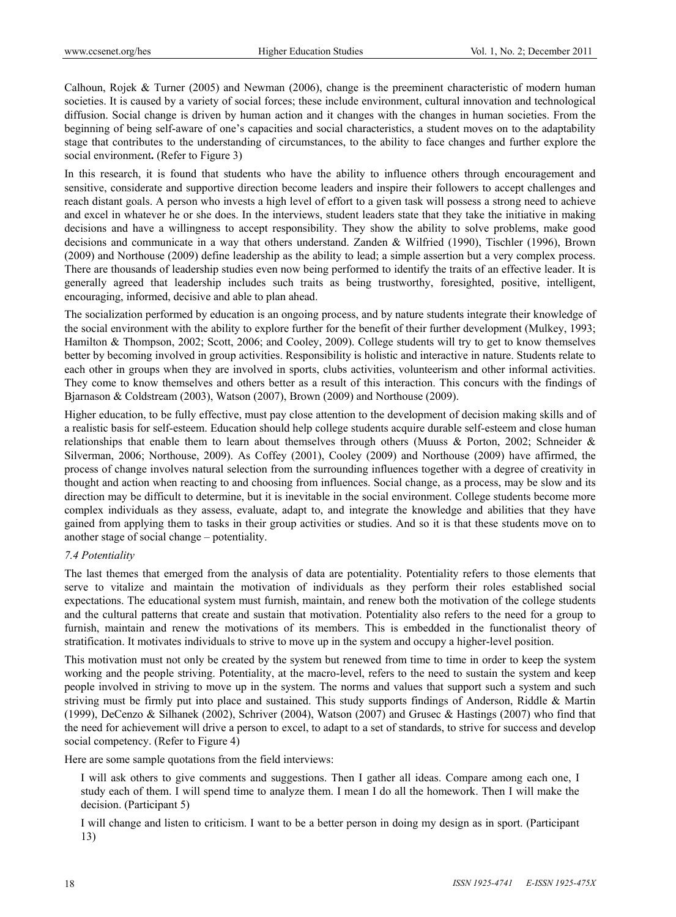Calhoun, Rojek & Turner (2005) and Newman (2006), change is the preeminent characteristic of modern human societies. It is caused by a variety of social forces; these include environment, cultural innovation and technological diffusion. Social change is driven by human action and it changes with the changes in human societies. From the beginning of being self-aware of one's capacities and social characteristics, a student moves on to the adaptability stage that contributes to the understanding of circumstances, to the ability to face changes and further explore the social environment**.** (Refer to Figure 3)

In this research, it is found that students who have the ability to influence others through encouragement and sensitive, considerate and supportive direction become leaders and inspire their followers to accept challenges and reach distant goals. A person who invests a high level of effort to a given task will possess a strong need to achieve and excel in whatever he or she does. In the interviews, student leaders state that they take the initiative in making decisions and have a willingness to accept responsibility. They show the ability to solve problems, make good decisions and communicate in a way that others understand. Zanden & Wilfried (1990), Tischler (1996), Brown (2009) and Northouse (2009) define leadership as the ability to lead; a simple assertion but a very complex process. There are thousands of leadership studies even now being performed to identify the traits of an effective leader. It is generally agreed that leadership includes such traits as being trustworthy, foresighted, positive, intelligent, encouraging, informed, decisive and able to plan ahead.

The socialization performed by education is an ongoing process, and by nature students integrate their knowledge of the social environment with the ability to explore further for the benefit of their further development (Mulkey, 1993; Hamilton & Thompson, 2002; Scott, 2006; and Cooley, 2009). College students will try to get to know themselves better by becoming involved in group activities. Responsibility is holistic and interactive in nature. Students relate to each other in groups when they are involved in sports, clubs activities, volunteerism and other informal activities. They come to know themselves and others better as a result of this interaction. This concurs with the findings of Bjarnason & Coldstream (2003), Watson (2007), Brown (2009) and Northouse (2009).

Higher education, to be fully effective, must pay close attention to the development of decision making skills and of a realistic basis for self-esteem. Education should help college students acquire durable self-esteem and close human relationships that enable them to learn about themselves through others (Muuss & Porton, 2002; Schneider & Silverman, 2006; Northouse, 2009). As Coffey (2001), Cooley (2009) and Northouse (2009) have affirmed, the process of change involves natural selection from the surrounding influences together with a degree of creativity in thought and action when reacting to and choosing from influences. Social change, as a process, may be slow and its direction may be difficult to determine, but it is inevitable in the social environment. College students become more complex individuals as they assess, evaluate, adapt to, and integrate the knowledge and abilities that they have gained from applying them to tasks in their group activities or studies. And so it is that these students move on to another stage of social change – potentiality.

### *7.4 Potentiality*

The last themes that emerged from the analysis of data are potentiality. Potentiality refers to those elements that serve to vitalize and maintain the motivation of individuals as they perform their roles established social expectations. The educational system must furnish, maintain, and renew both the motivation of the college students and the cultural patterns that create and sustain that motivation. Potentiality also refers to the need for a group to furnish, maintain and renew the motivations of its members. This is embedded in the functionalist theory of stratification. It motivates individuals to strive to move up in the system and occupy a higher-level position.

This motivation must not only be created by the system but renewed from time to time in order to keep the system working and the people striving. Potentiality, at the macro-level, refers to the need to sustain the system and keep people involved in striving to move up in the system. The norms and values that support such a system and such striving must be firmly put into place and sustained. This study supports findings of Anderson, Riddle & Martin (1999), DeCenzo & Silhanek (2002), Schriver (2004), Watson (2007) and Grusec & Hastings (2007) who find that the need for achievement will drive a person to excel, to adapt to a set of standards, to strive for success and develop social competency. (Refer to Figure 4)

Here are some sample quotations from the field interviews:

> I will ask others to give comments and suggestions. Then I gather all ideas. Compare among each one, I study each of them. I will spend time to analyze them. I mean I do all the homework. Then I will make the decision. (Participant 5)

> I will change and listen to criticism. I want to be a better person in doing my design as in sport. (Participant 13)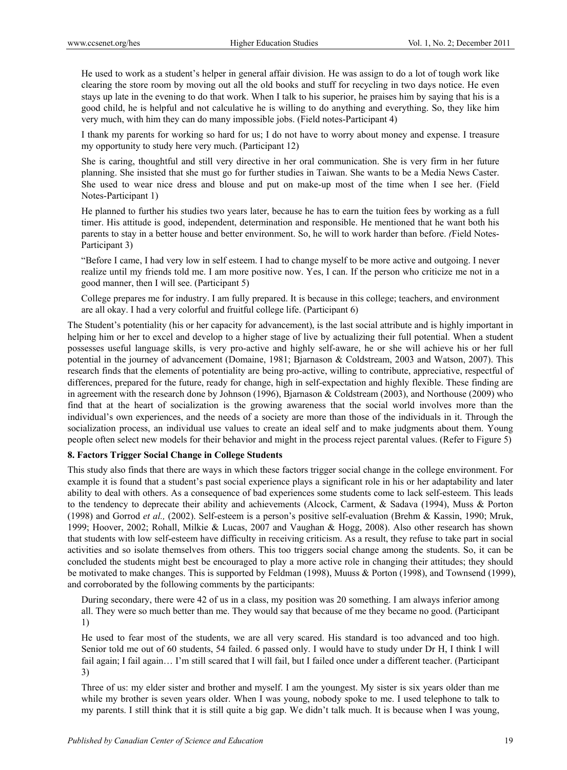He used to work as a student's helper in general affair division. He was assign to do a lot of tough work like clearing the store room by moving out all the old books and stuff for recycling in two days notice. He even stays up late in the evening to do that work. When I talk to his superior, he praises him by saying that his is a good child, he is helpful and not calculative he is willing to do anything and everything. So, they like him very much, with him they can do many impossible jobs. (Field notes-Participant 4)

I thank my parents for working so hard for us; I do not have to worry about money and expense. I treasure my opportunity to study here very much. (Participant 12)

She is caring, thoughtful and still very directive in her oral communication. She is very firm in her future planning. She insisted that she must go for further studies in Taiwan. She wants to be a Media News Caster. She used to wear nice dress and blouse and put on make-up most of the time when I see her. (Field Notes-Participant 1)

He planned to further his studies two years later, because he has to earn the tuition fees by working as a full timer. His attitude is good, independent, determination and responsible. He mentioned that he want both his parents to stay in a better house and better environment. So, he will to work harder than before. *(*Field Notes-Participant 3)

"Before I came, I had very low in self esteem. I had to change myself to be more active and outgoing. I never realize until my friends told me. I am more positive now. Yes, I can. If the person who criticize me not in a good manner, then I will see. (Participant 5)

College prepares me for industry. I am fully prepared. It is because in this college; teachers, and environment are all okay. I had a very colorful and fruitful college life. (Participant 6)

The Student's potentiality (his or her capacity for advancement), is the last social attribute and is highly important in helping him or her to excel and develop to a higher stage of live by actualizing their full potential. When a student possesses useful language skills, is very pro-active and highly self-aware, he or she will achieve his or her full potential in the journey of advancement (Domaine, 1981; Bjarnason & Coldstream, 2003 and Watson, 2007). This research finds that the elements of potentiality are being pro-active, willing to contribute, appreciative, respectful of differences, prepared for the future, ready for change, high in self-expectation and highly flexible. These finding are in agreement with the research done by Johnson (1996), Bjarnason & Coldstream (2003), and Northouse (2009) who find that at the heart of socialization is the growing awareness that the social world involves more than the individual's own experiences, and the needs of a society are more than those of the individuals in it. Through the socialization process, an individual use values to create an ideal self and to make judgments about them. Young people often select new models for their behavior and might in the process reject parental values. (Refer to Figure 5)

## 8. Factors Trigger Social Change in College Students

This study also finds that there are ways in which these factors trigger social change in the college environment. For example it is found that a student's past social experience plays a significant role in his or her adaptability and later ability to deal with others. As a consequence of bad experiences some students come to lack self-esteem. This leads to the tendency to deprecate their ability and achievements (Alcock, Carment, & Sadava (1994), Muss & Porton (1998) and Gorrod *et al.,* (2002). Self-esteem is a person's positive self-evaluation (Brehm & Kassin, 1990; Mruk, 1999; Hoover, 2002; Rohall, Milkie & Lucas, 2007 and Vaughan & Hogg, 2008). Also other research has shown that students with low self-esteem have difficulty in receiving criticism. As a result, they refuse to take part in social activities and so isolate themselves from others. This too triggers social change among the students. So, it can be concluded the students might best be encouraged to play a more active role in changing their attitudes; they should be motivated to make changes. This is supported by Feldman (1998), Muuss & Porton (1998), and Townsend (1999), and corroborated by the following comments by the participants:

During secondary, there were 42 of us in a class, my position was 20 something. I am always inferior among all. They were so much better than me. They would say that because of me they became no good. (Participant 1)

He used to fear most of the students, we are all very scared. His standard is too advanced and too high. Senior told me out of 60 students, 54 failed. 6 passed only. I would have to study under Dr H, I think I will fail again; I fail again… I'm still scared that I will fail, but I failed once under a different teacher. (Participant 3)

Three of us: my elder sister and brother and myself. I am the youngest. My sister is six years older than me while my brother is seven years older. When I was young, nobody spoke to me. I used telephone to talk to my parents. I still think that it is still quite a big gap. We didn't talk much. It is because when I was young,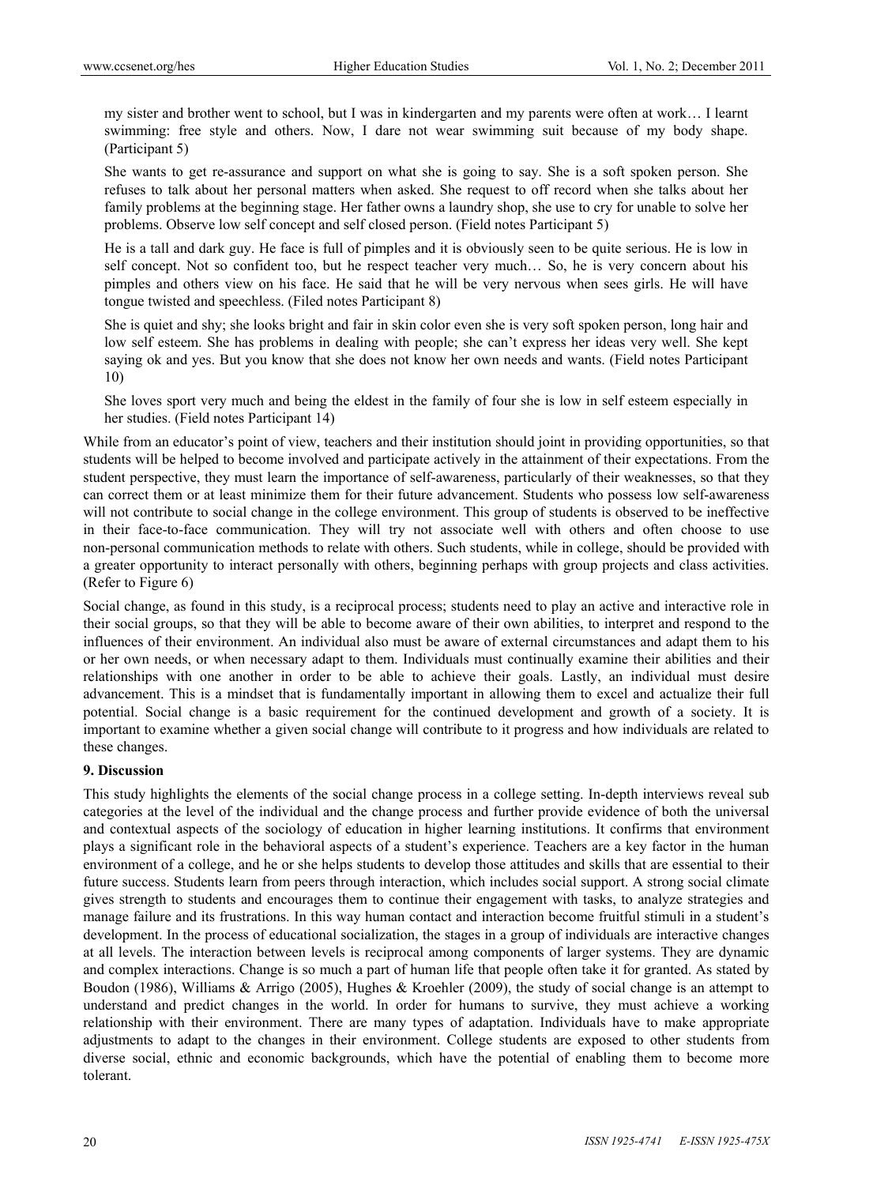my sister and brother went to school, but I was in kindergarten and my parents were often at work… I learnt swimming: free style and others. Now, I dare not wear swimming suit because of my body shape. (Participant 5)

She wants to get re-assurance and support on what she is going to say. She is a soft spoken person. She refuses to talk about her personal matters when asked. She request to off record when she talks about her family problems at the beginning stage. Her father owns a laundry shop, she use to cry for unable to solve her problems. Observe low self concept and self closed person. (Field notes Participant 5)

He is a tall and dark guy. He face is full of pimples and it is obviously seen to be quite serious. He is low in self concept. Not so confident too, but he respect teacher very much… So, he is very concern about his pimples and others view on his face. He said that he will be very nervous when sees girls. He will have tongue twisted and speechless. (Filed notes Participant 8)

She is quiet and shy; she looks bright and fair in skin color even she is very soft spoken person, long hair and low self esteem. She has problems in dealing with people; she can't express her ideas very well. She kept saying ok and yes. But you know that she does not know her own needs and wants. (Field notes Participant 10)

She loves sport very much and being the eldest in the family of four she is low in self esteem especially in her studies. (Field notes Participant 14)

While from an educator's point of view, teachers and their institution should joint in providing opportunities, so that students will be helped to become involved and participate actively in the attainment of their expectations. From the student perspective, they must learn the importance of self-awareness, particularly of their weaknesses, so that they can correct them or at least minimize them for their future advancement. Students who possess low self-awareness will not contribute to social change in the college environment. This group of students is observed to be ineffective in their face-to-face communication. They will try not associate well with others and often choose to use non-personal communication methods to relate with others. Such students, while in college, should be provided with a greater opportunity to interact personally with others, beginning perhaps with group projects and class activities. (Refer to Figure 6)

Social change, as found in this study, is a reciprocal process; students need to play an active and interactive role in their social groups, so that they will be able to become aware of their own abilities, to interpret and respond to the influences of their environment. An individual also must be aware of external circumstances and adapt them to his or her own needs, or when necessary adapt to them. Individuals must continually examine their abilities and their relationships with one another in order to be able to achieve their goals. Lastly, an individual must desire advancement. This is a mindset that is fundamentally important in allowing them to excel and actualize their full potential. Social change is a basic requirement for the continued development and growth of a society. It is important to examine whether a given social change will contribute to it progress and how individuals are related to these changes.

## 9. Discussion

This study highlights the elements of the social change process in a college setting. In-depth interviews reveal sub categories at the level of the individual and the change process and further provide evidence of both the universal and contextual aspects of the sociology of education in higher learning institutions. It confirms that environment plays a significant role in the behavioral aspects of a student's experience. Teachers are a key factor in the human environment of a college, and he or she helps students to develop those attitudes and skills that are essential to their future success. Students learn from peers through interaction, which includes social support. A strong social climate gives strength to students and encourages them to continue their engagement with tasks, to analyze strategies and manage failure and its frustrations. In this way human contact and interaction become fruitful stimuli in a student's development. In the process of educational socialization, the stages in a group of individuals are interactive changes at all levels. The interaction between levels is reciprocal among components of larger systems. They are dynamic and complex interactions. Change is so much a part of human life that people often take it for granted. As stated by Boudon (1986), Williams & Arrigo (2005), Hughes & Kroehler (2009), the study of social change is an attempt to understand and predict changes in the world. In order for humans to survive, they must achieve a working relationship with their environment. There are many types of adaptation. Individuals have to make appropriate adjustments to adapt to the changes in their environment. College students are exposed to other students from diverse social, ethnic and economic backgrounds, which have the potential of enabling them to become more tolerant.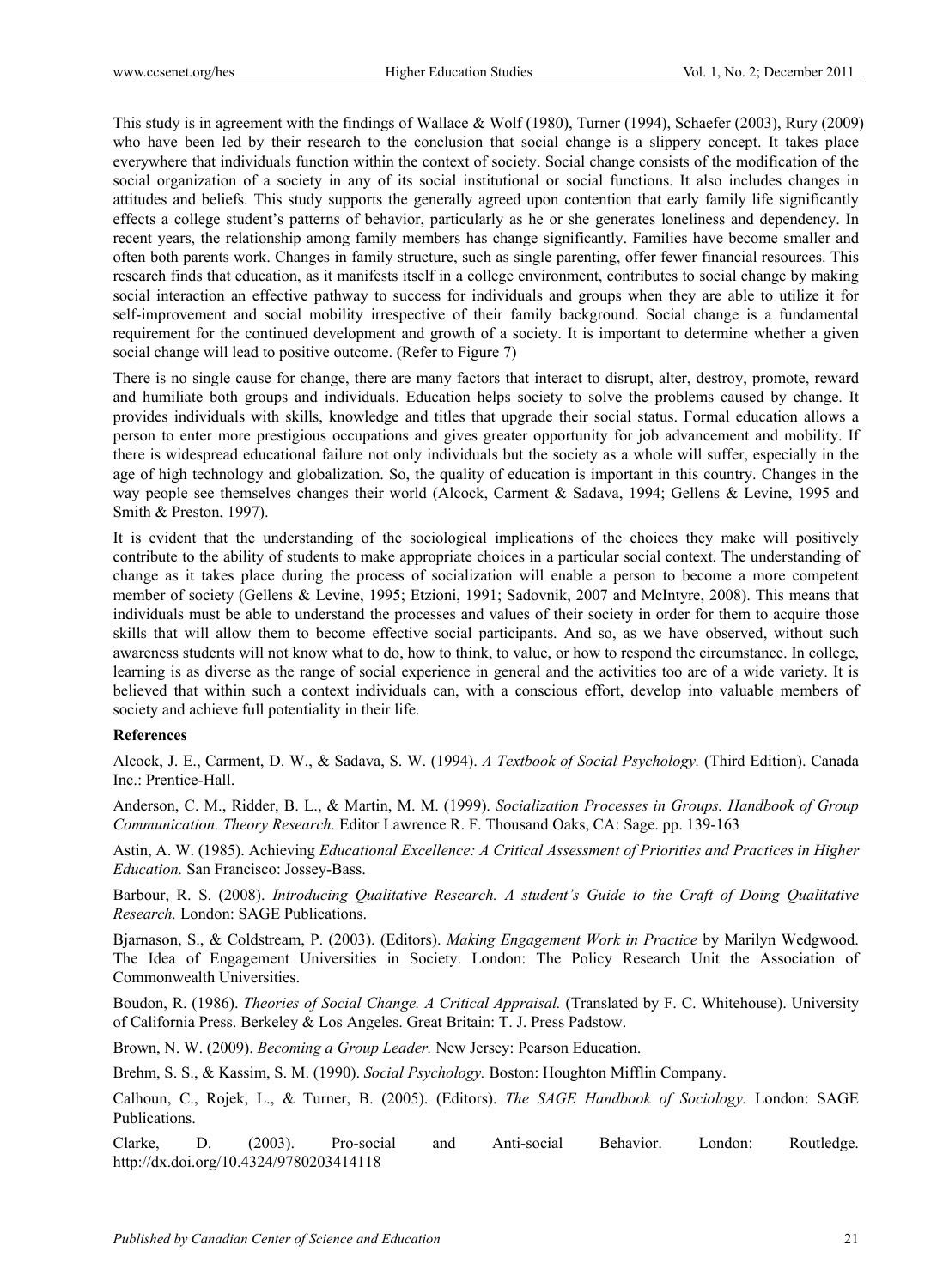This study is in agreement with the findings of Wallace & Wolf (1980), Turner (1994), Schaefer (2003), Rury (2009) who have been led by their research to the conclusion that social change is a slippery concept. It takes place everywhere that individuals function within the context of society. Social change consists of the modification of the social organization of a society in any of its social institutional or social functions. It also includes changes in attitudes and beliefs. This study supports the generally agreed upon contention that early family life significantly effects a college student's patterns of behavior, particularly as he or she generates loneliness and dependency. In recent years, the relationship among family members has change significantly. Families have become smaller and often both parents work. Changes in family structure, such as single parenting, offer fewer financial resources. This research finds that education, as it manifests itself in a college environment, contributes to social change by making social interaction an effective pathway to success for individuals and groups when they are able to utilize it for self-improvement and social mobility irrespective of their family background. Social change is a fundamental requirement for the continued development and growth of a society. It is important to determine whether a given social change will lead to positive outcome. (Refer to Figure 7)

There is no single cause for change, there are many factors that interact to disrupt, alter, destroy, promote, reward and humiliate both groups and individuals. Education helps society to solve the problems caused by change. It provides individuals with skills, knowledge and titles that upgrade their social status. Formal education allows a person to enter more prestigious occupations and gives greater opportunity for job advancement and mobility. If there is widespread educational failure not only individuals but the society as a whole will suffer, especially in the age of high technology and globalization. So, the quality of education is important in this country. Changes in the way people see themselves changes their world (Alcock, Carment & Sadava, 1994; Gellens & Levine, 1995 and Smith & Preston, 1997).

It is evident that the understanding of the sociological implications of the choices they make will positively contribute to the ability of students to make appropriate choices in a particular social context. The understanding of change as it takes place during the process of socialization will enable a person to become a more competent member of society (Gellens & Levine, 1995; Etzioni, 1991; Sadovnik, 2007 and McIntyre, 2008). This means that individuals must be able to understand the processes and values of their society in order for them to acquire those skills that will allow them to become effective social participants. And so, as we have observed, without such awareness students will not know what to do, how to think, to value, or how to respond the circumstance. In college, learning is as diverse as the range of social experience in general and the activities too are of a wide variety. It is believed that within such a context individuals can, with a conscious effort, develop into valuable members of society and achieve full potentiality in their life.

**References**

Alcock, J. E., Carment, D. W., & Sadava, S. W. (1994). *A Textbook of Social Psychology.* (Third Edition). Canada Inc.: Prentice-Hall.

Anderson, C. M., Ridder, B. L., & Martin, M. M. (1999). *Socialization Processes in Groups. Handbook of Group Communication. Theory Research.* Editor Lawrence R. F. Thousand Oaks, CA: Sage. pp. 139-163

Astin, A. W. (1985). Achieving *Educational Excellence: A Critical Assessment of Priorities and Practices in Higher Education.* San Francisco: Jossey-Bass.

Barbour, R. S. (2008). *Introducing Qualitative Research. A student's Guide to the Craft of Doing Qualitative Research.* London: SAGE Publications.

Bjarnason, S., & Coldstream, P. (2003). (Editors). *Making Engagement Work in Practice* by Marilyn Wedgwood. The Idea of Engagement Universities in Society. London: The Policy Research Unit the Association of Commonwealth Universities.

Boudon, R. (1986). *Theories of Social Change. A Critical Appraisal.* (Translated by F. C. Whitehouse). University of California Press. Berkeley & Los Angeles. Great Britain: T. J. Press Padstow.

Brown, N. W. (2009). *Becoming a Group Leader.* New Jersey: Pearson Education.

Brehm, S. S., & Kassim, S. M. (1990). *Social Psychology.* Boston: Houghton Mifflin Company.

Calhoun, C., Rojek, L., & Turner, B. (2005). (Editors). *The SAGE Handbook of Sociology.* London: SAGE Publications.

Clarke, D. (2003). Pro-social and Anti-social Behavior. London: Routledge. http://dx.doi.org/10.4324/9780203414118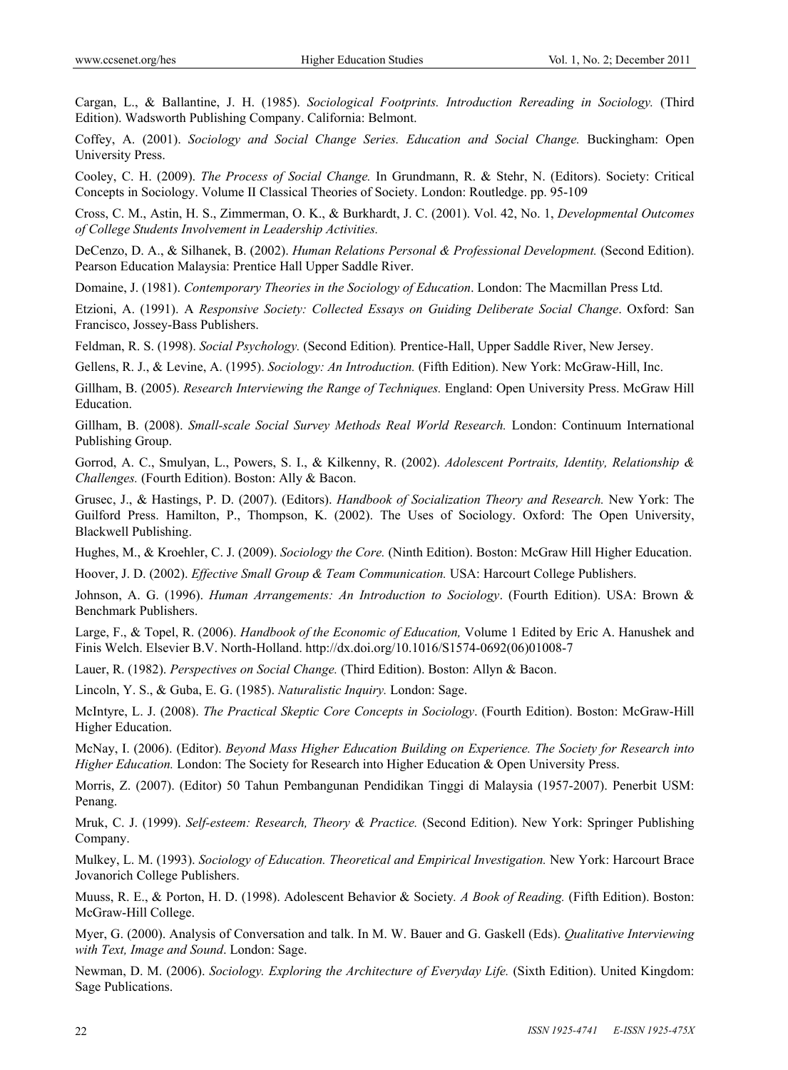Cargan, L., & Ballantine, J. H. (1985). *Sociological Footprints. Introduction Rereading in Sociology.* (Third Edition). Wadsworth Publishing Company. California: Belmont.

Coffey, A. (2001). *Sociology and Social Change Series. Education and Social Change.* Buckingham: Open University Press.

Cooley, C. H. (2009). *The Process of Social Change.* In Grundmann, R. & Stehr, N. (Editors). Society: Critical Concepts in Sociology. Volume II Classical Theories of Society. London: Routledge. pp. 95-109

Cross, C. M., Astin, H. S., Zimmerman, O. K., & Burkhardt, J. C. (2001). Vol. 42, No. 1, *Developmental Outcomes of College Students Involvement in Leadership Activities.*

DeCenzo, D. A., & Silhanek, B. (2002). *Human Relations Personal & Professional Development.* (Second Edition). Pearson Education Malaysia: Prentice Hall Upper Saddle River.

Domaine, J. (1981). *Contemporary Theories in the Sociology of Education*. London: The Macmillan Press Ltd.

Etzioni, A. (1991). A *Responsive Society: Collected Essays on Guiding Deliberate Social Change*. Oxford: San Francisco, Jossey-Bass Publishers.

Feldman, R. S. (1998). *Social Psychology.* (Second Edition)*.* Prentice-Hall, Upper Saddle River, New Jersey.

Gellens, R. J., & Levine, A. (1995). *Sociology: An Introduction.* (Fifth Edition). New York: McGraw-Hill, Inc.

Gillham, B. (2005). *Research Interviewing the Range of Techniques.* England: Open University Press. McGraw Hill Education.

Gillham, B. (2008). *Small-scale Social Survey Methods Real World Research.* London: Continuum International Publishing Group.

Gorrod, A. C., Smulyan, L., Powers, S. I., & Kilkenny, R. (2002). *Adolescent Portraits, Identity, Relationship & Challenges.* (Fourth Edition). Boston: Ally & Bacon.

Grusec, J., & Hastings, P. D. (2007). (Editors). *Handbook of Socialization Theory and Research.* New York: The Guilford Press. Hamilton, P., Thompson, K. (2002). The Uses of Sociology. Oxford: The Open University, Blackwell Publishing.

Hughes, M., & Kroehler, C. J. (2009). *Sociology the Core. (*Ninth Edition). Boston: McGraw Hill Higher Education.

Hoover, J. D. (2002). *Effective Small Group & Team Communication.* USA: Harcourt College Publishers.

Johnson, A. G. (1996). *Human Arrangements: An Introduction to Sociology*. (Fourth Edition). USA: Brown & Benchmark Publishers.

Large, F., & Topel, R. (2006). *Handbook of the Economic of Education,* Volume 1 Edited by Eric A. Hanushek and Finis Welch. Elsevier B.V. North-Holland. http://dx.doi.org/10.1016/S1574-0692(06)01008-7

Lauer, R. (1982). *Perspectives on Social Change.* (Third Edition). Boston: Allyn & Bacon.

Lincoln, Y. S., & Guba, E. G. (1985). *Naturalistic Inquiry.* London: Sage.

McIntyre, L. J. (2008). *The Practical Skeptic Core Concepts in Sociology*. (Fourth Edition). Boston: McGraw-Hill Higher Education.

McNay, I. (2006). (Editor). *Beyond Mass Higher Education Building on Experience. The Society for Research into Higher Education.* London: The Society for Research into Higher Education & Open University Press.

Morris, Z. (2007). (Editor) 50 Tahun Pembangunan Pendidikan Tinggi di Malaysia (1957-2007). Penerbit USM: Penang.

Mruk, C. J. (1999). *Self-esteem: Research, Theory & Practice.* (Second Edition). New York: Springer Publishing Company.

Mulkey, L. M. (1993). *Sociology of Education. Theoretical and Empirical Investigation.* New York: Harcourt Brace Jovanorich College Publishers.

Muuss, R. E., & Porton, H. D. (1998). Adolescent Behavior & Society*. A Book of Reading.* (Fifth Edition). Boston: McGraw-Hill College.

Myer, G. (2000). Analysis of Conversation and talk. In M. W. Bauer and G. Gaskell (Eds). *Qualitative Interviewing with Text, Image and Sound*. London: Sage.

Newman, D. M. (2006). *Sociology. Exploring the Architecture of Everyday Life.* (Sixth Edition). United Kingdom: Sage Publications.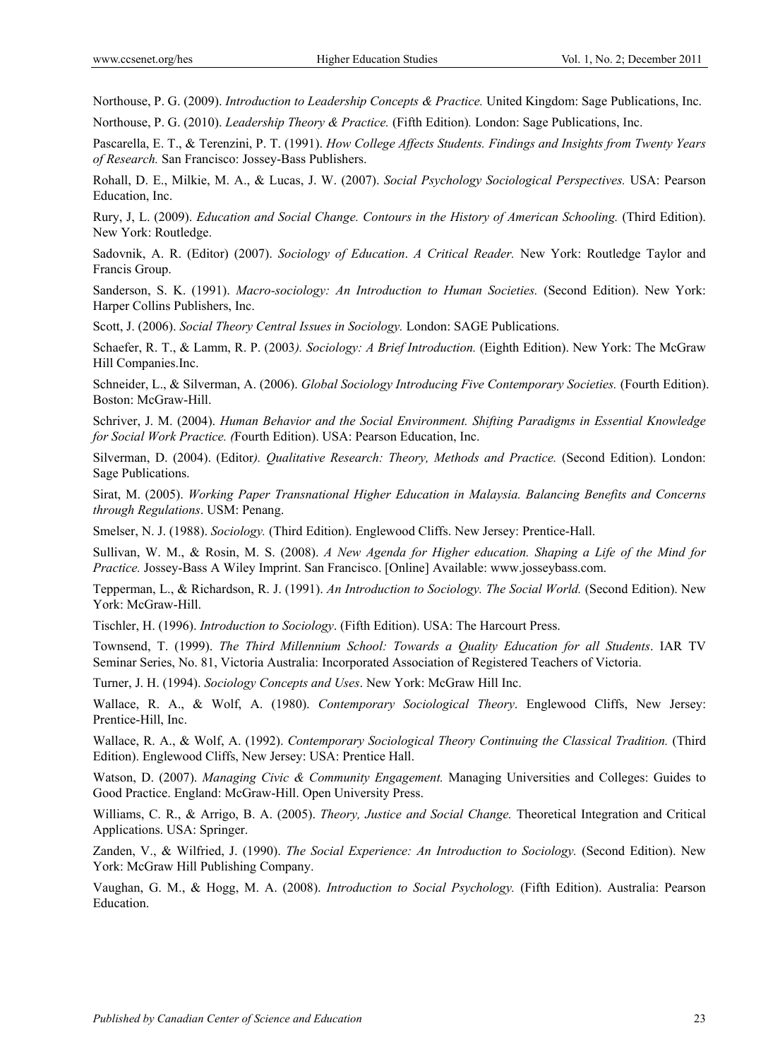Northouse, P. G. (2009). *Introduction to Leadership Concepts & Practice.* United Kingdom: Sage Publications, Inc.

Northouse, P. G. (2010). *Leadership Theory & Practice.* (Fifth Edition)*.* London: Sage Publications, Inc.

Pascarella, E. T., & Terenzini, P. T. (1991). *How College Affects Students. Findings and Insights from Twenty Years of Research.* San Francisco: Jossey-Bass Publishers.

Rohall, D. E., Milkie, M. A., & Lucas, J. W. (2007). *Social Psychology Sociological Perspectives.* USA: Pearson Education, Inc.

Rury, J, L. (2009). *Education and Social Change. Contours in the History of American Schooling.* (Third Edition). New York: Routledge.

Sadovnik, A. R. (Editor) (2007). *Sociology of Education*. *A Critical Reader.* New York: Routledge Taylor and Francis Group.

Sanderson, S. K. (1991). *Macro-sociology: An Introduction to Human Societies.* (Second Edition). New York: Harper Collins Publishers, Inc.

Scott, J. (2006). *Social Theory Central Issues in Sociology.* London: SAGE Publications.

Schaefer, R. T., & Lamm, R. P. (2003*). Sociology: A Brief Introduction.* (Eighth Edition). New York: The McGraw Hill Companies.Inc.

Schneider, L., & Silverman, A. (2006). *Global Sociology Introducing Five Contemporary Societies.* (Fourth Edition). Boston: McGraw-Hill.

Schriver, J. M. (2004). *Human Behavior and the Social Environment. Shifting Paradigms in Essential Knowledge for Social Work Practice. (*Fourth Edition). USA: Pearson Education, Inc.

Silverman, D. (2004). (Editor*). Qualitative Research: Theory, Methods and Practice.* (Second Edition). London: Sage Publications.

Sirat, M. (2005). *Working Paper Transnational Higher Education in Malaysia. Balancing Benefits and Concerns through Regulations*. USM: Penang.

Smelser, N. J. (1988). *Sociology.* (Third Edition). Englewood Cliffs. New Jersey: Prentice-Hall.

Sullivan, W. M., & Rosin, M. S. (2008). *A New Agenda for Higher education. Shaping a Life of the Mind for Practice.* Jossey-Bass A Wiley Imprint. San Francisco. [Online] Available: www.josseybass.com.

Tepperman, L., & Richardson, R. J. (1991). *An Introduction to Sociology. The Social World.* (Second Edition). New York: McGraw-Hill.

Tischler, H. (1996). *Introduction to Sociology*. (Fifth Edition). USA: The Harcourt Press.

Townsend, T. (1999). *The Third Millennium School: Towards a Quality Education for all Students*. IAR TV Seminar Series, No. 81, Victoria Australia: Incorporated Association of Registered Teachers of Victoria.

Turner, J. H. (1994). *Sociology Concepts and Uses*. New York: McGraw Hill Inc.

Wallace, R. A., & Wolf, A. (1980). *Contemporary Sociological Theory*. Englewood Cliffs, New Jersey: Prentice-Hill, Inc.

Wallace, R. A., & Wolf, A. (1992). *Contemporary Sociological Theory Continuing the Classical Tradition.* (Third Edition). Englewood Cliffs, New Jersey: USA: Prentice Hall.

Watson, D. (2007). *Managing Civic & Community Engagement.* Managing Universities and Colleges: Guides to Good Practice. England: McGraw-Hill. Open University Press.

Williams, C. R., & Arrigo, B. A. (2005). *Theory, Justice and Social Change.* Theoretical Integration and Critical Applications. USA: Springer.

Zanden, V., & Wilfried, J. (1990). *The Social Experience: An Introduction to Sociology.* (Second Edition). New York: McGraw Hill Publishing Company.

Vaughan, G. M., & Hogg, M. A. (2008). *Introduction to Social Psychology.* (Fifth Edition). Australia: Pearson Education.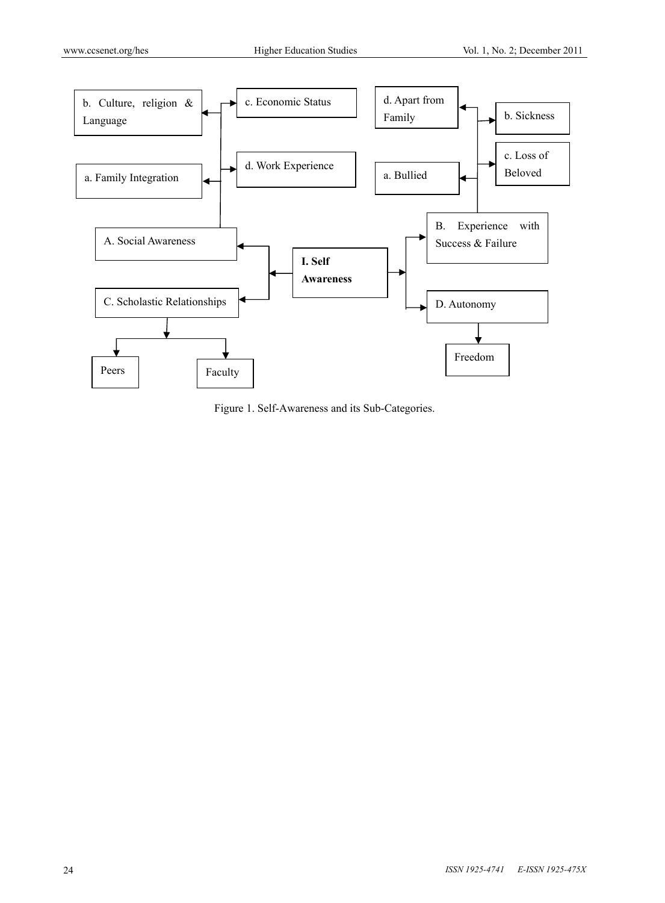b. Culture, religion & Language

c. Economic Status

d. Apart from Family

b. Sickness

a. Family Integration

d. Work Experience

a. Bullied

c. Loss of Beloved

A. Social Awareness

B. Experience with Success & Failure

I. Self Awareness

C. Scholastic Relationships

D. Autonomy

Peers

Faculty

Freedom

Figure 1. Self-Awareness and its Sub-Categories.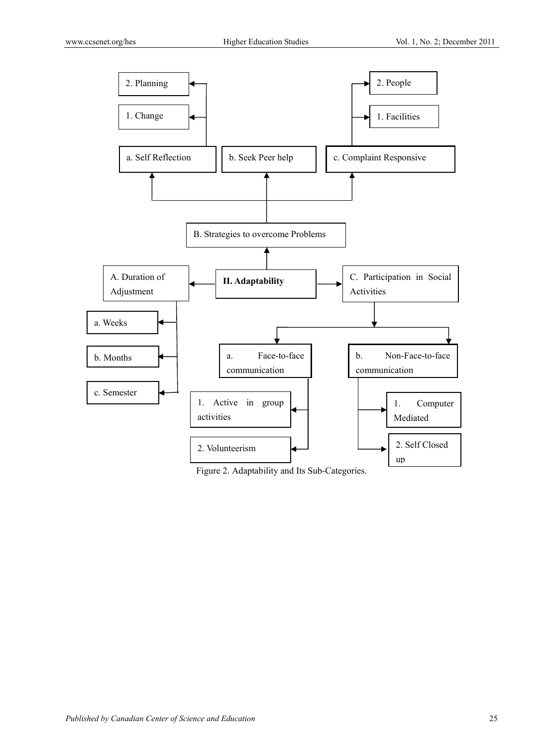2. Planning

1. Change

a. Self Reflection

b. Seek Peer help

c. Complaint Responsive

2. People

1. Facilities

B. Strategies to overcome Problems

A. Duration of Adjustment

**II. Adaptability**

C. Participation in Social Activities

a. Weeks

b. Months

c. Semester

a. Face-to-face communication

b. Non-Face-to-face communication

1. Active in group activities

2. Volunteerism

1. Computer Mediated

2. Self Closed up

Figure 2. Adaptability and Its Sub-Categories.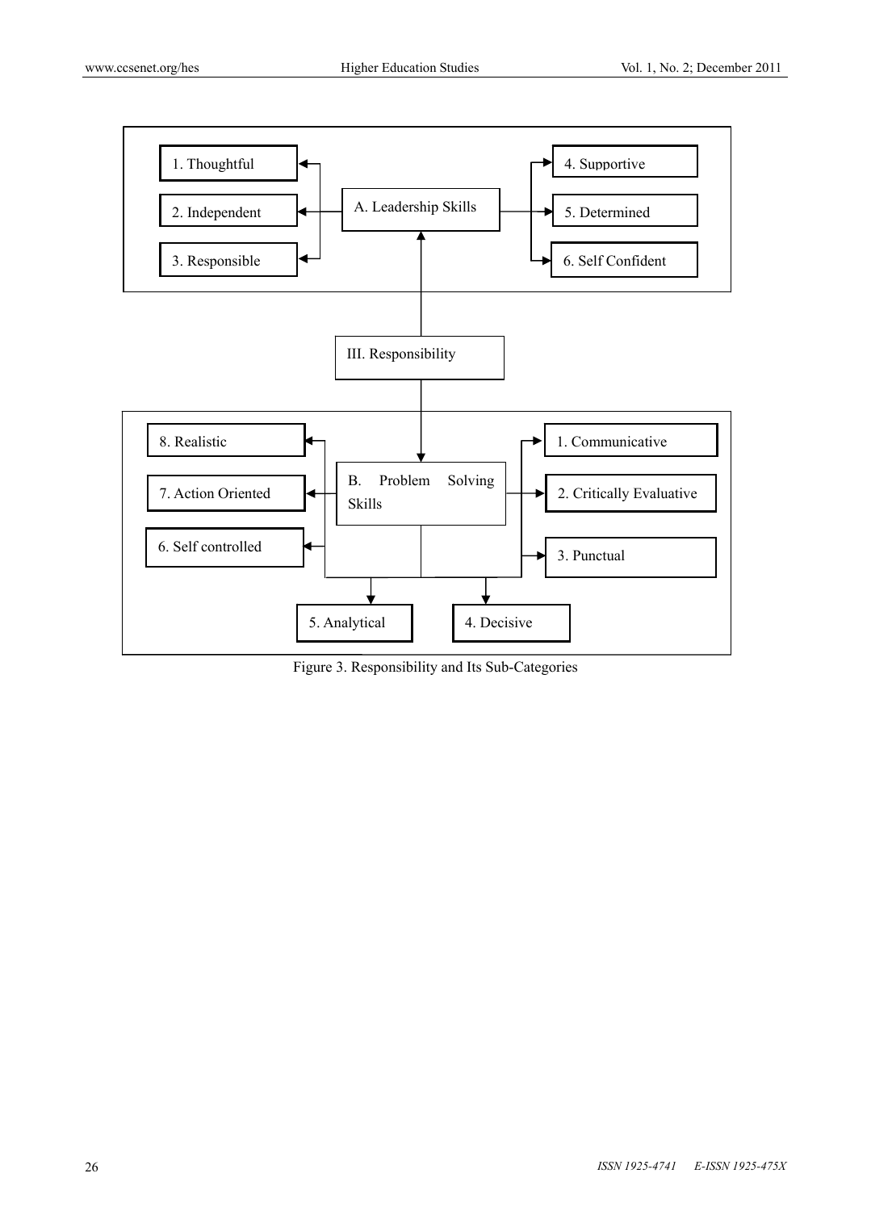III. Responsibility

A. Leadership Skills

1. Thoughtful
2. Independent
3. Responsible
4. Supportive
5. Determined
6. Self Confident

B. Problem Solving Skills

1. Communicative
2. Critically Evaluative
3. Punctual
4. Decisive
5. Analytical
6. Self controlled
7. Action Oriented
8. Realistic

Figure 3. Responsibility and Its Sub-Categories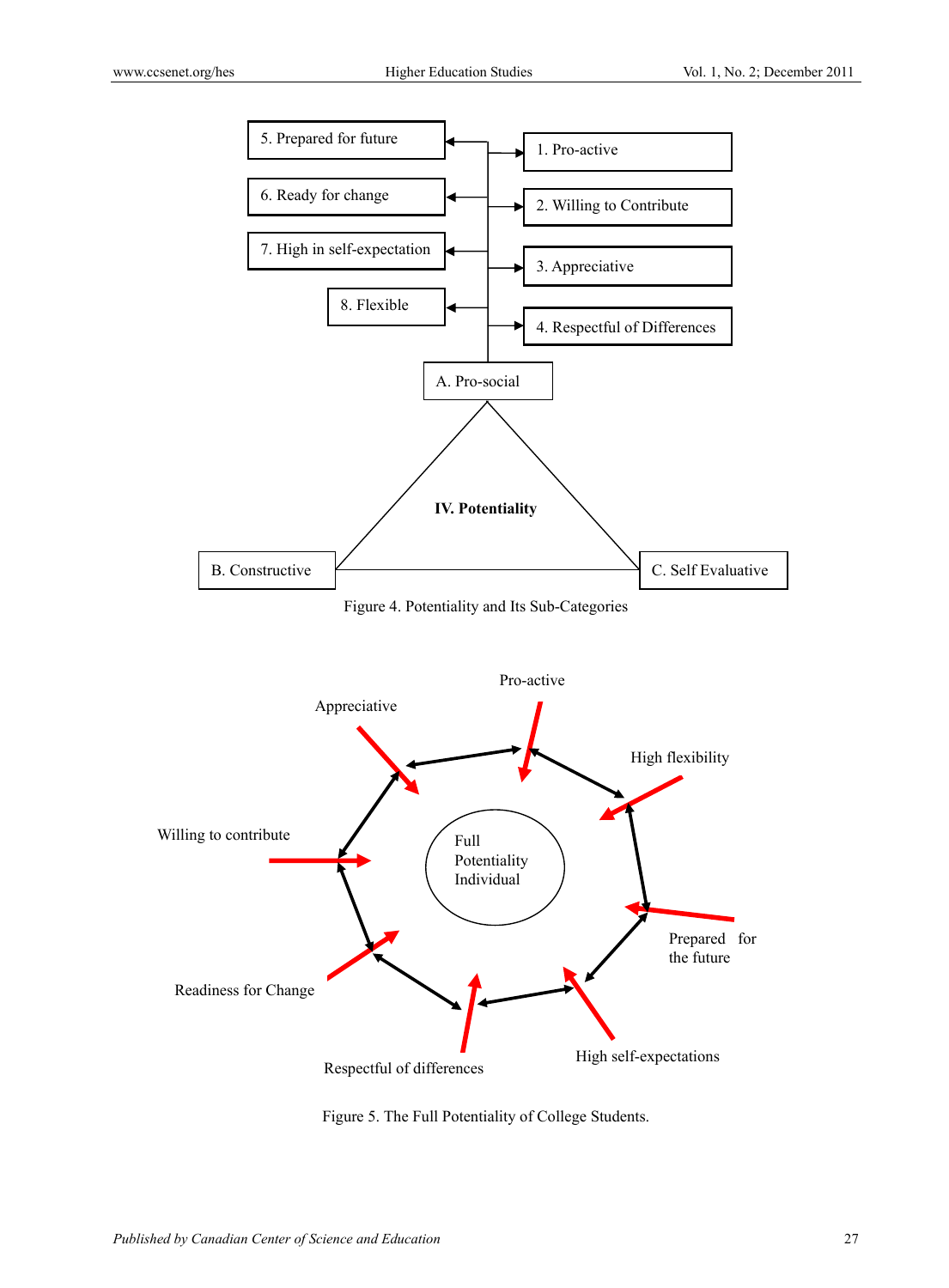5. Prepared for future

6. Ready for change

7. High in self-expectation

8. Flexible

1. Pro-active

2. Willing to Contribute

3. Appreciative

4. Respectful of Differences

A. Pro-social

IV. Potentiality

B. Constructive

C. Self Evaluative

Figure 4. Potentiality and Its Sub-Categories

Pro-active

Appreciative

High flexibility

Willing to contribute

Full Potentiality Individual

Prepared for the future

Readiness for Change

Respectful of differences

High self-expectations

Figure 5. The Full Potentiality of College Students.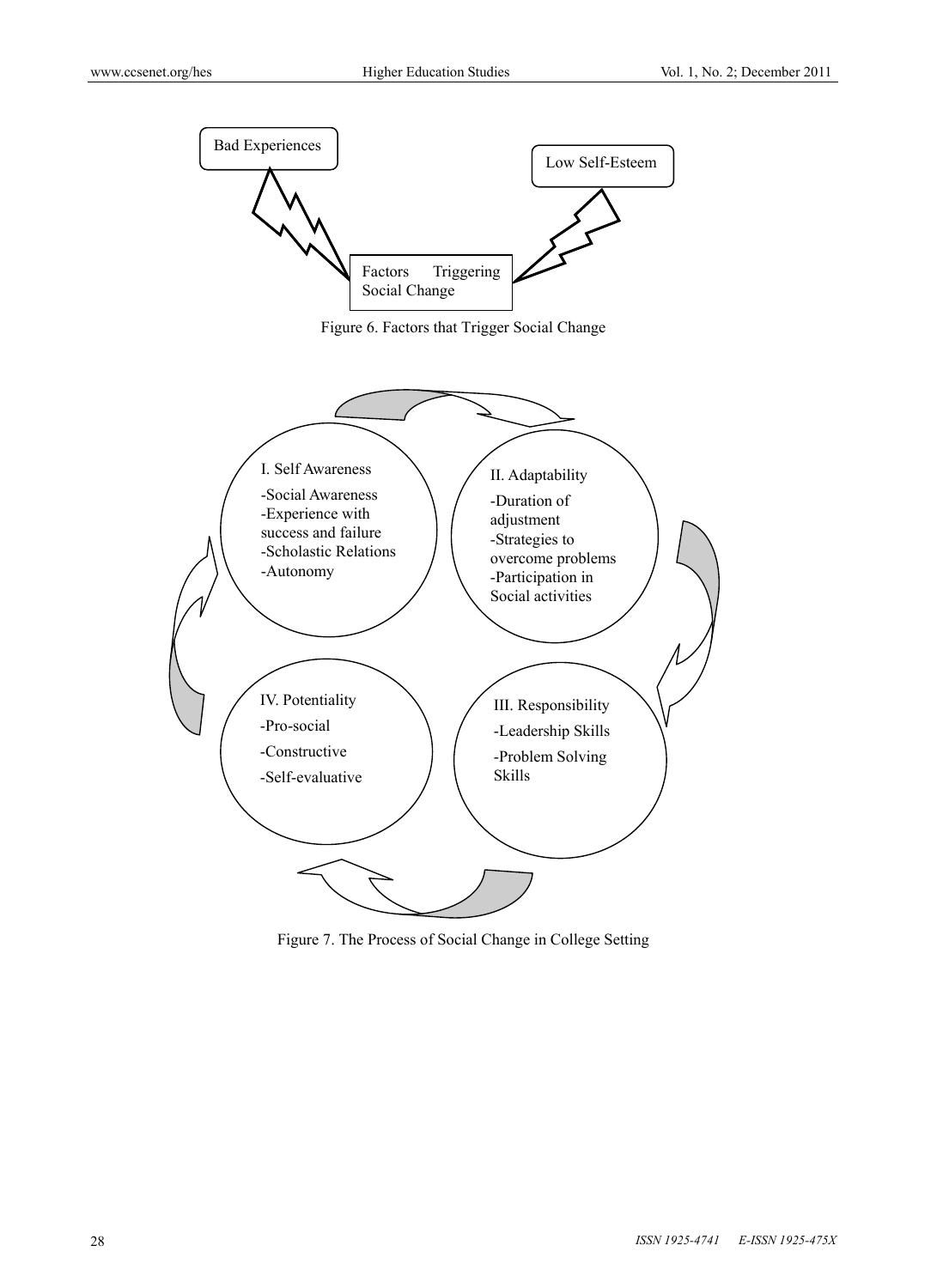Bad Experiences

Low Self-Esteem

Factors Triggering Social Change

Figure 6. Factors that Trigger Social Change

I. Self Awareness

-Social Awareness
-Experience with success and failure
-Scholastic Relations
-Autonomy

II. Adaptability

-Duration of adjustment
-Strategies to overcome problems
-Participation in Social activities

III. Responsibility

-Leadership Skills
-Problem Solving Skills

IV. Potentiality

-Pro-social
-Constructive
-Self-evaluative

Figure 7. The Process of Social Change in College Setting